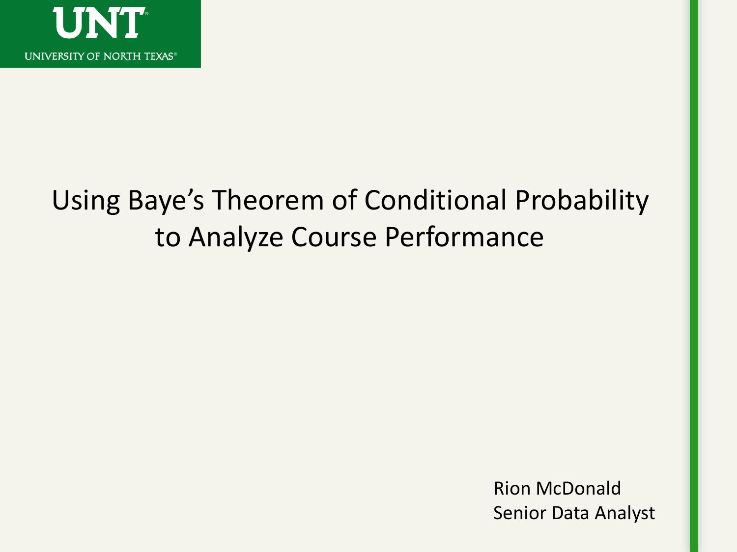UNT

UNIVERSITY OF NORTH TEXAS®

# Using Baye's Theorem of Conditional Probability to Analyze Course Performance

Rion McDonald
Senior Data Analyst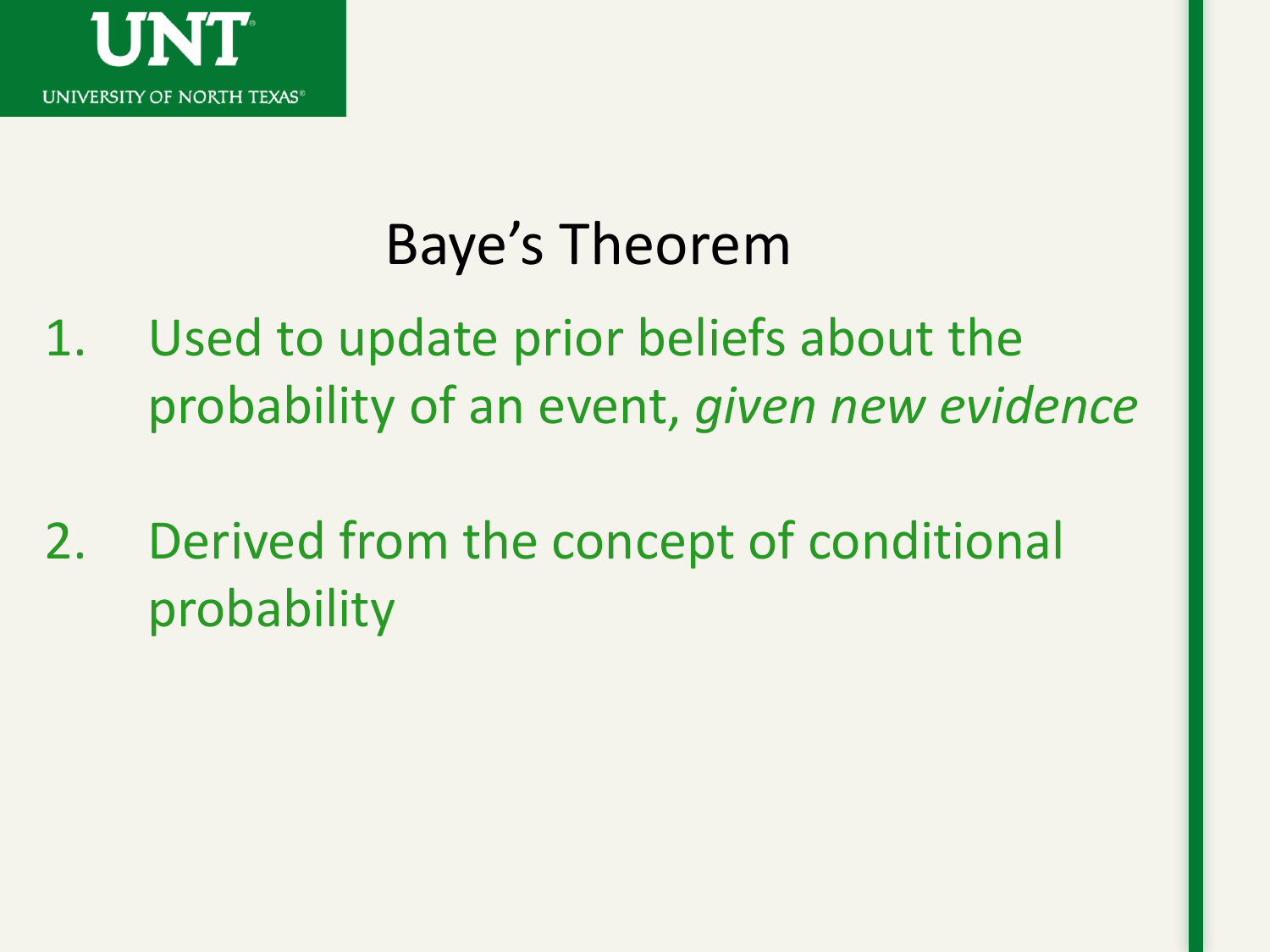# Baye's Theorem

1. Used to update prior beliefs about the probability of an event, *given new evidence*

2. Derived from the concept of conditional probability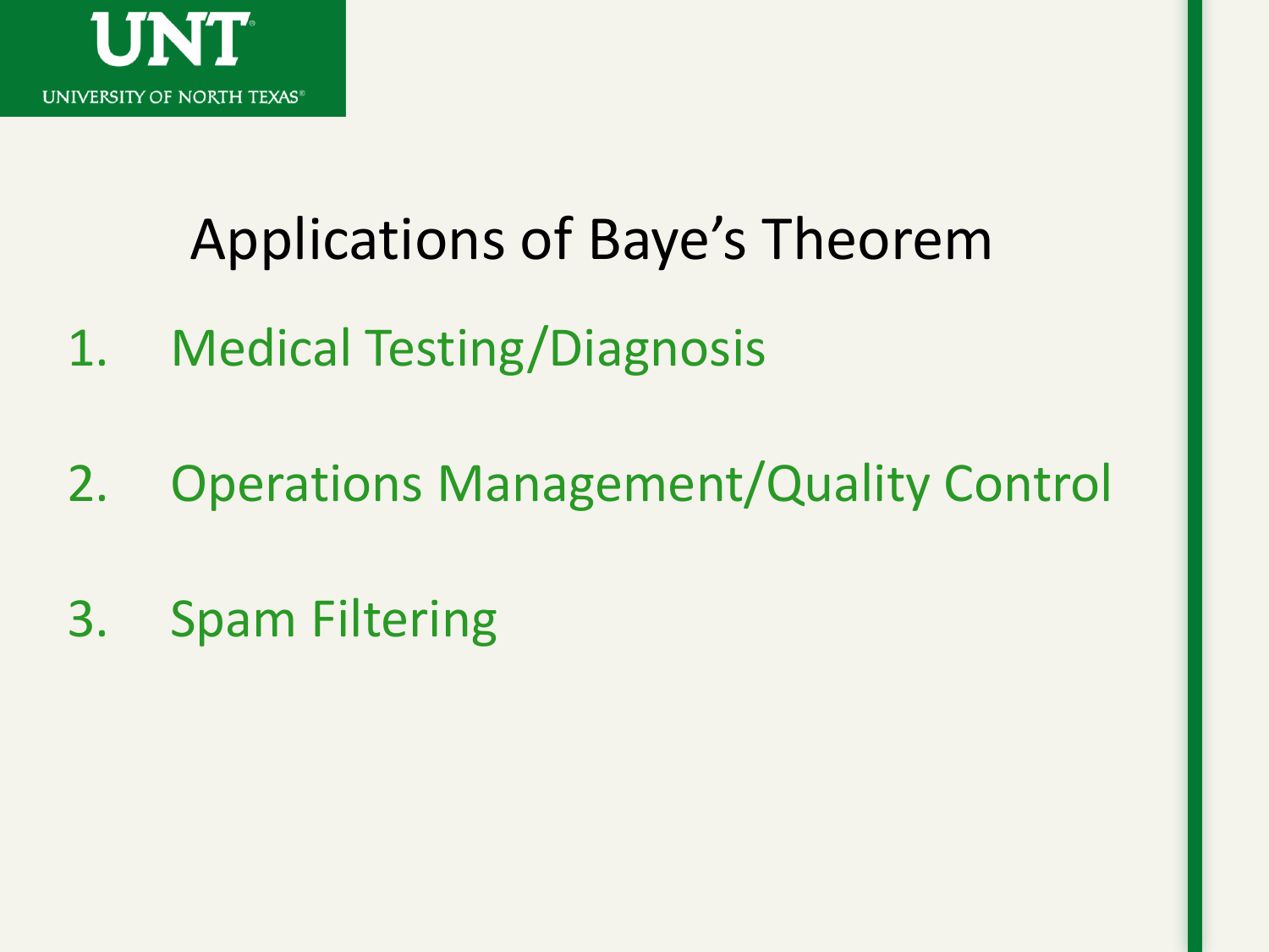# Applications of Baye's Theorem

1. Medical Testing/Diagnosis

2. Operations Management/Quality Control

3. Spam Filtering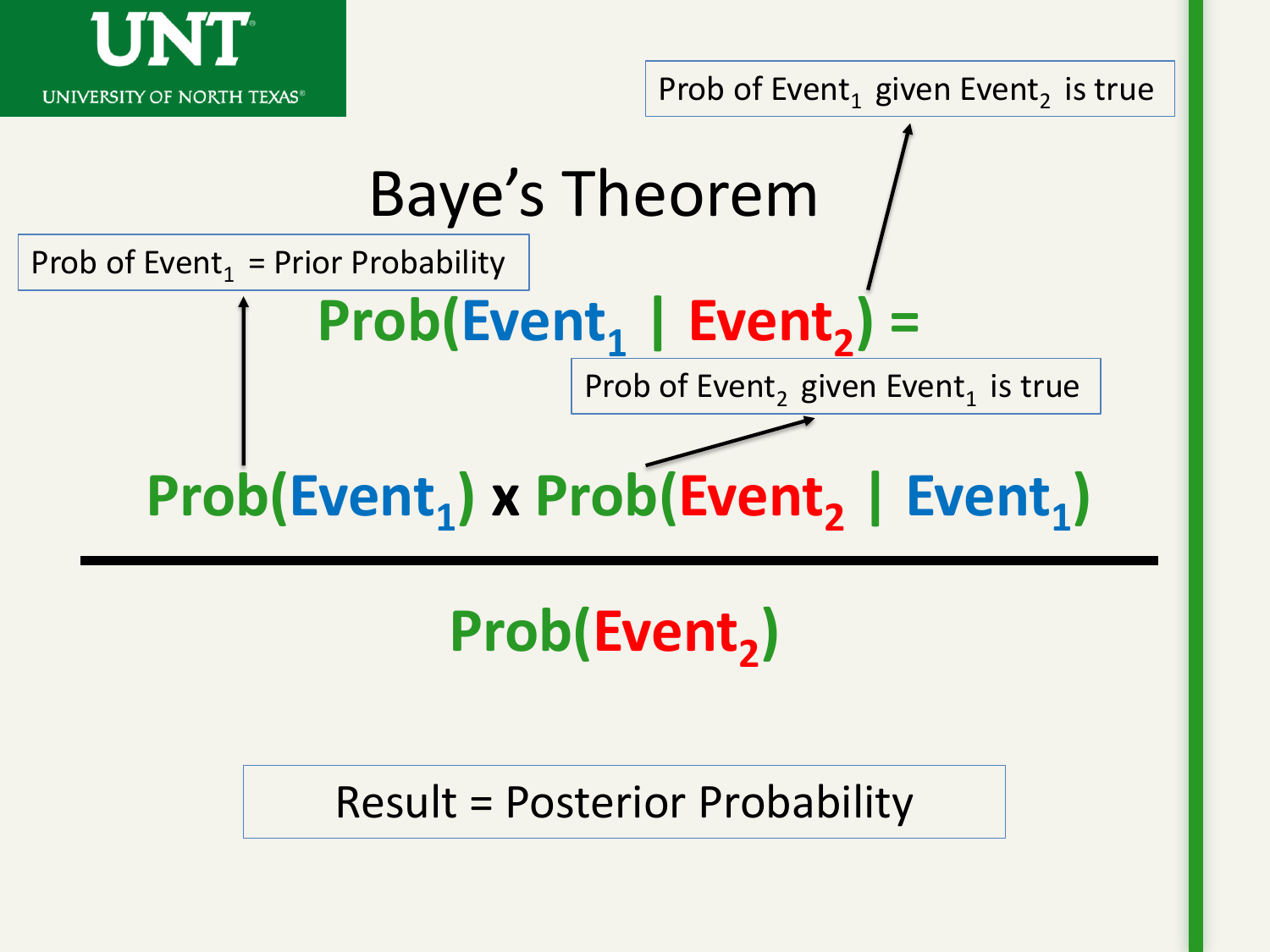# Baye's Theorem

Prob of $Event_1$ = Prior Probability

Prob of $Event_1$ given $Event_2$ is true

Prob of $Event_2$ given $Event_1$ is true

$$\text{Prob}(Event_1 \mid Event_2) = \frac{\text{Prob}(Event_1) \times \text{Prob}(Event_2 \mid Event_1)}{\text{Prob}(Event_2)}$$

Result = Posterior Probability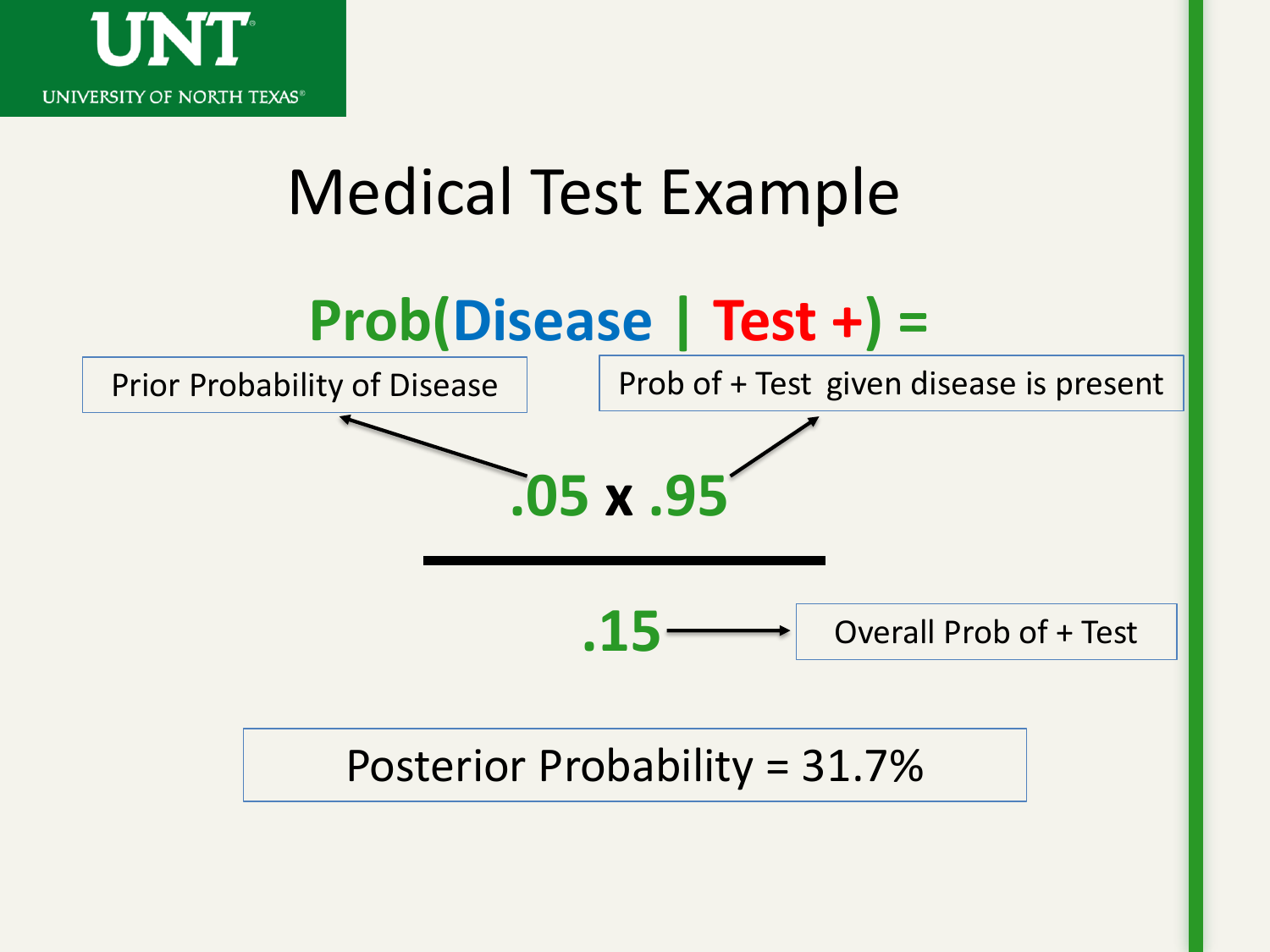# Medical Test Example

**Prob(Disease | Test +) =**

Prior Probability of Disease

Prob of + Test given disease is present

$$\frac{.05 \times .95}{.15}$$

.15 → Overall Prob of + Test

Posterior Probability = 31.7%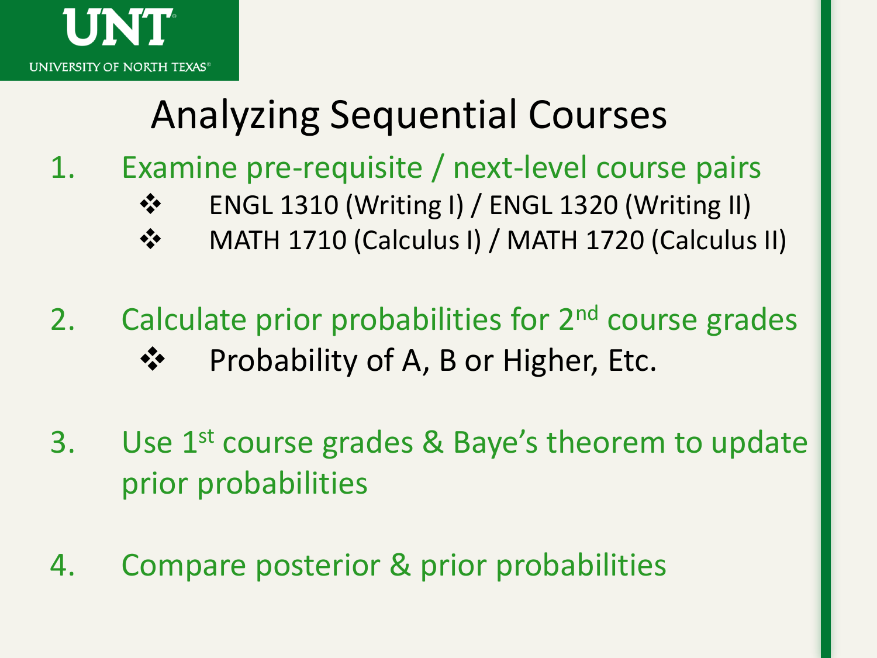# Analyzing Sequential Courses

1. Examine pre-requisite / next-level course pairs
   - ENGL 1310 (Writing I) / ENGL 1320 (Writing II)
   - MATH 1710 (Calculus I) / MATH 1720 (Calculus II)

2. Calculate prior probabilities for 2nd course grades
   - Probability of A, B or Higher, Etc.

3. Use 1st course grades & Baye's theorem to update prior probabilities

4. Compare posterior & prior probabilities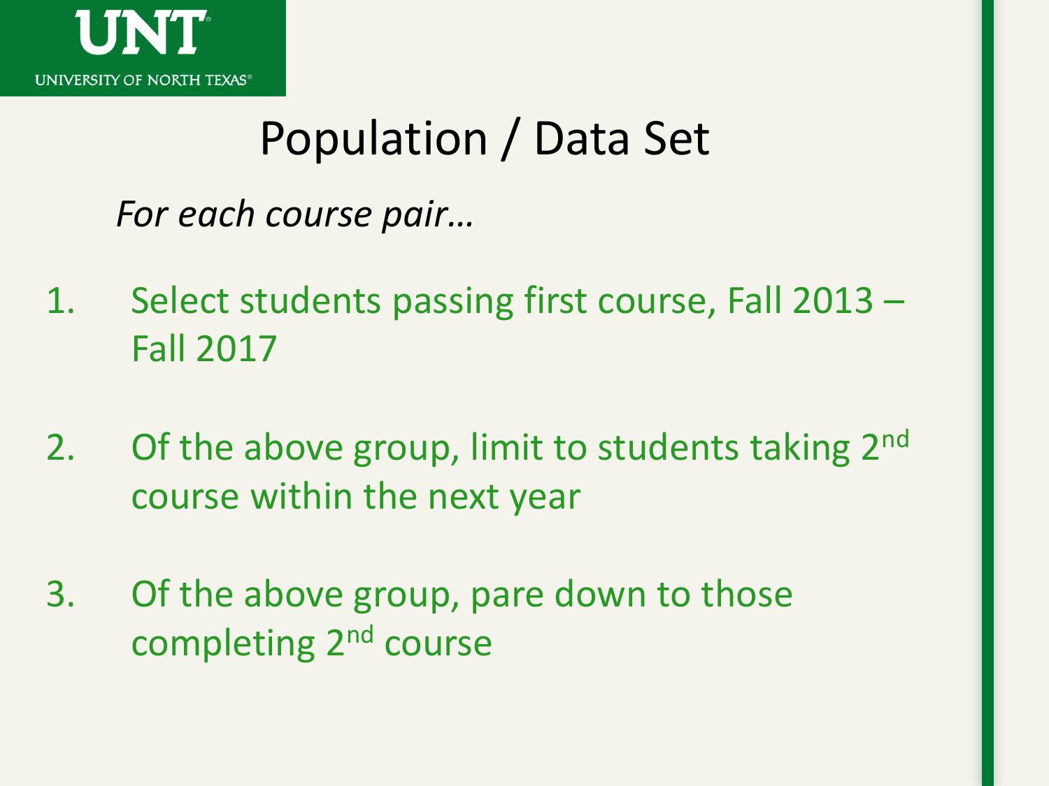# Population / Data Set

*For each course pair…*

1. Select students passing first course, Fall 2013 – Fall 2017

2. Of the above group, limit to students taking 2nd course within the next year

3. Of the above group, pare down to those completing 2nd course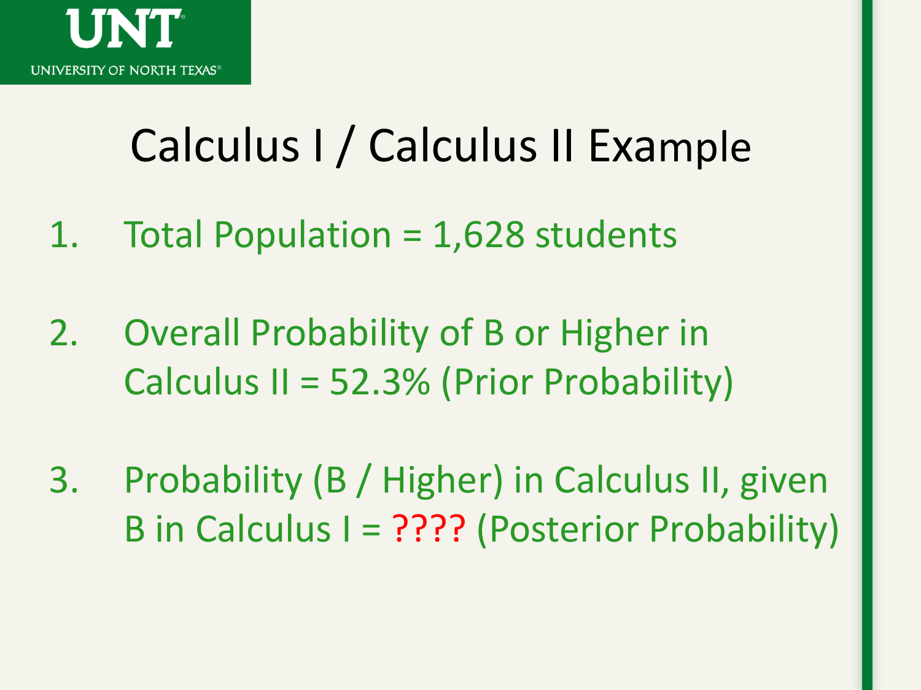# Calculus I / Calculus II Example

1. Total Population = 1,628 students

2. Overall Probability of B or Higher in Calculus II = 52.3% (Prior Probability)

3. Probability (B / Higher) in Calculus II, given B in Calculus I = ???? (Posterior Probability)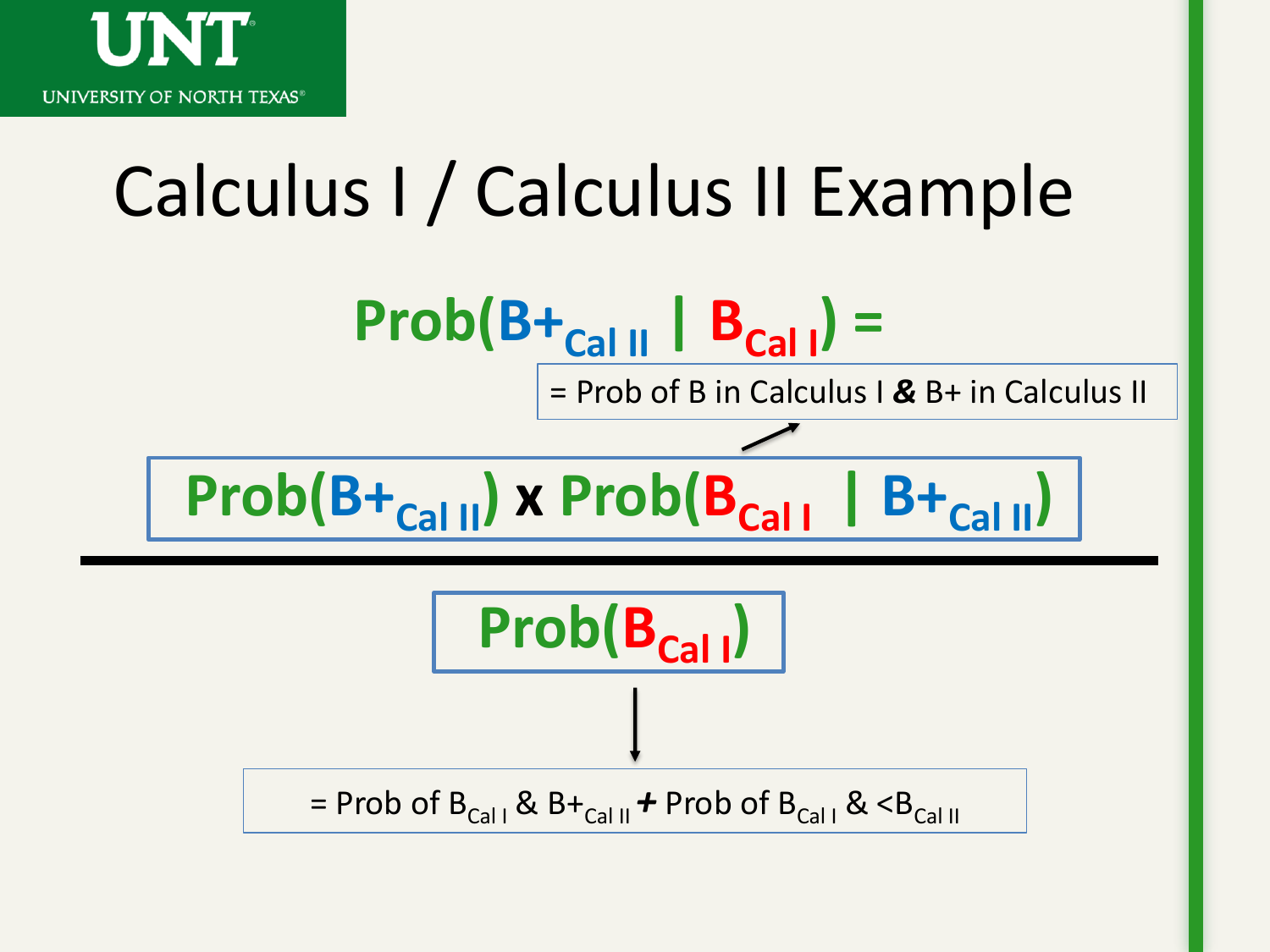# Calculus I / Calculus II Example

$$\text{Prob}(B+_{\text{Cal II}} \mid B_{\text{Cal I}}) =$$

= Prob of B in Calculus I **&** B+ in Calculus II

$$\frac{\text{Prob}(B+_{\text{Cal II}}) \times \text{Prob}(B_{\text{Cal I}} \mid B+_{\text{Cal II}})}{\text{Prob}(B_{\text{Cal I}})}$$

= Prob of $B_{\text{Cal I}}$ & $B+_{\text{Cal II}}$ **+** Prob of $B_{\text{Cal I}}$ & $<B_{\text{Cal II}}$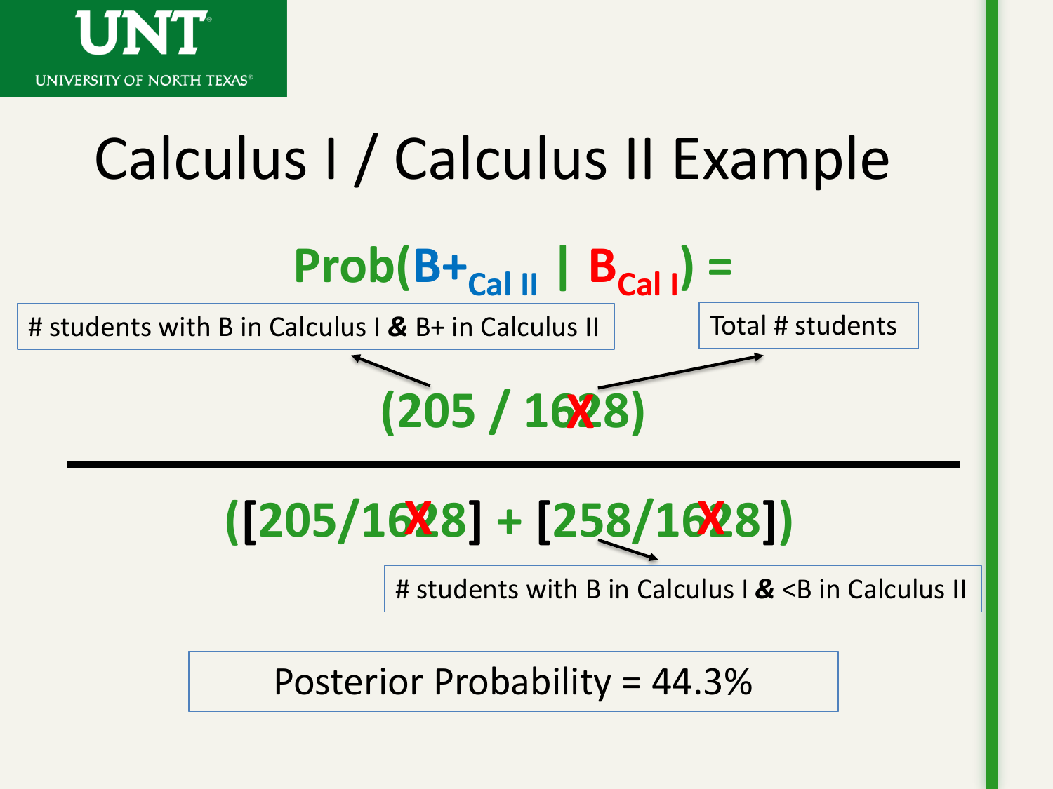# Calculus I / Calculus II Example

$$\text{Prob}(B+_{\text{Cal II}} \mid B_{\text{Cal I}}) =$$

# students with B in Calculus I **&** B+ in Calculus II

Total # students

$$\frac{(205 / 16\cancel{2}8)}{([205/16\cancel{2}8] + [258/16\cancel{2}8])}$$

# students with B in Calculus I **&** <B in Calculus II

Posterior Probability = 44.3%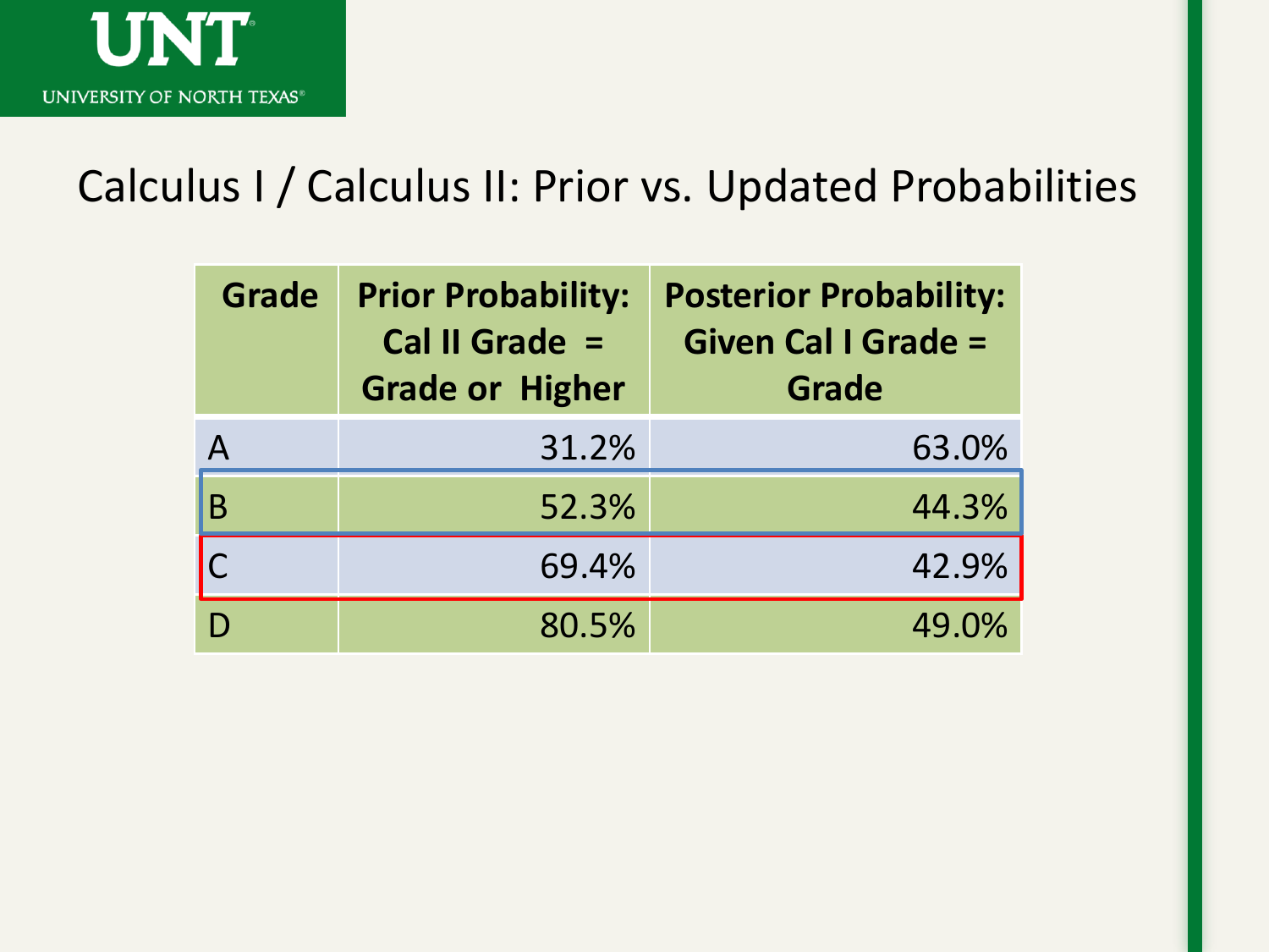# Calculus I / Calculus II: Prior vs. Updated Probabilities

| Grade | Prior Probability: Cal II Grade = Grade or Higher | Posterior Probability: Given Cal I Grade = Grade |
|---|---|---|
| A | 31.2% | 63.0% |
| B | 52.3% | 44.3% |
| C | 69.4% | 42.9% |
| D | 80.5% | 49.0% |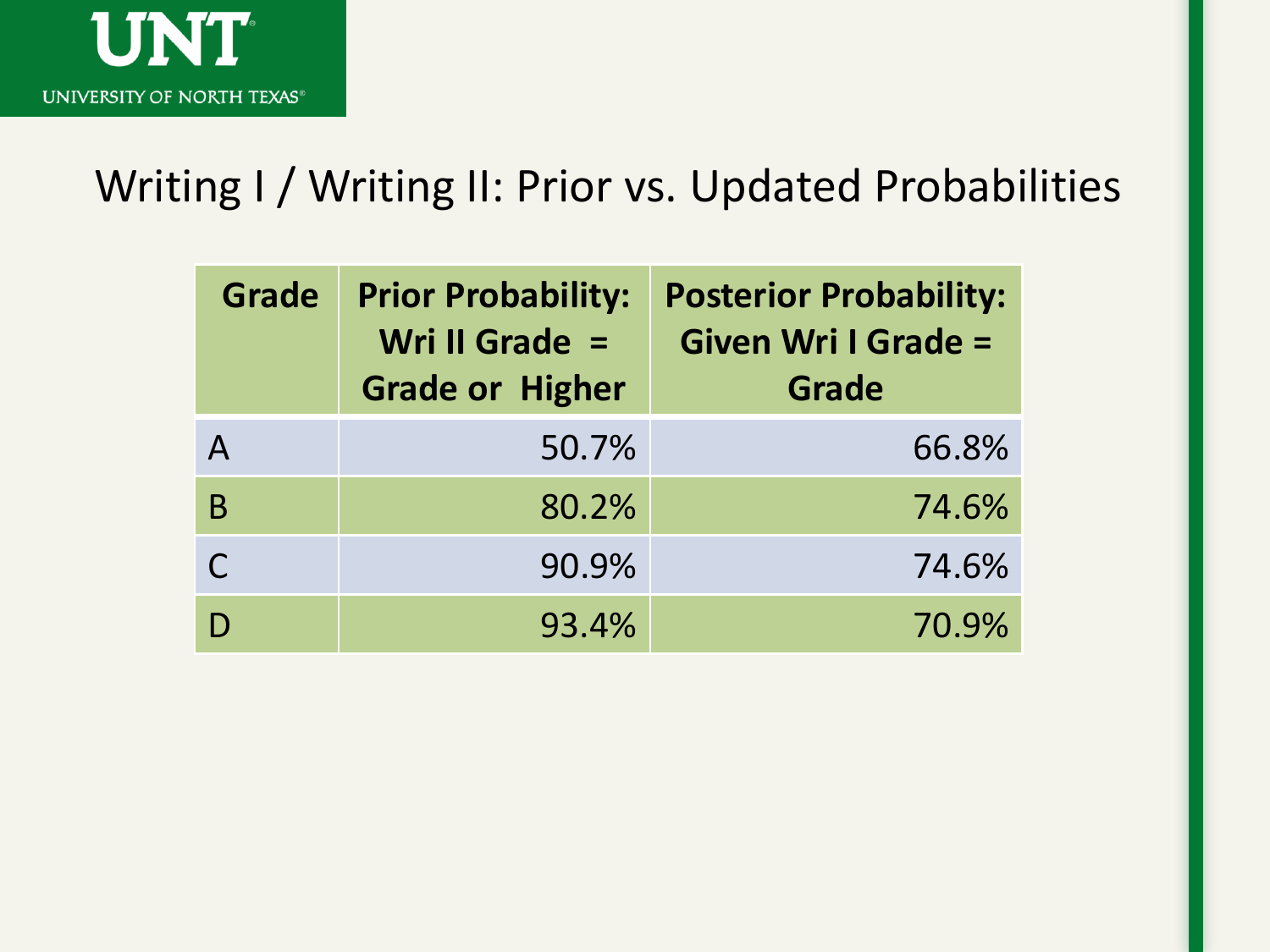# Writing I / Writing II: Prior vs. Updated Probabilities

| Grade | Prior Probability: Wri II Grade = Grade or Higher | Posterior Probability: Given Wri I Grade = Grade |
|---|---|---|
| A | 50.7% | 66.8% |
| B | 80.2% | 74.6% |
| C | 90.9% | 74.6% |
| D | 93.4% | 70.9% |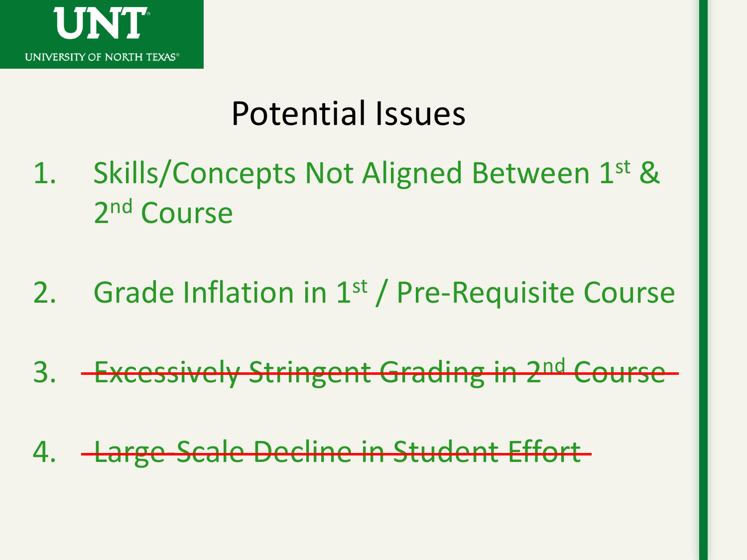## Potential Issues

1. Skills/Concepts Not Aligned Between 1st & 2nd Course
2. Grade Inflation in 1st / Pre-Requisite Course
3. ~~Excessively Stringent Grading in 2nd Course~~
4. ~~Large-Scale Decline in Student Effort~~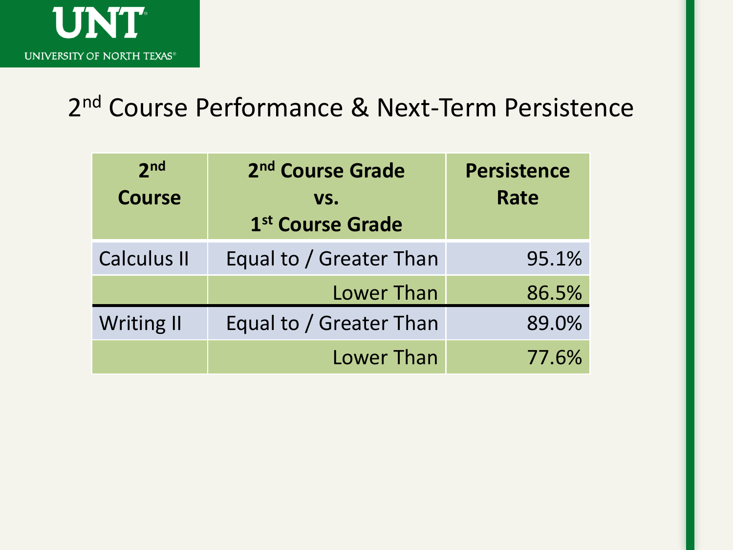## 2nd Course Performance & Next-Term Persistence

| 2nd Course | 2nd Course Grade vs. 1st Course Grade | Persistence Rate |
| --- | --- | --- |
| Calculus II | Equal to / Greater Than | 95.1% |
| | Lower Than | 86.5% |
| Writing II | Equal to / Greater Than | 89.0% |
| | Lower Than | 77.6% |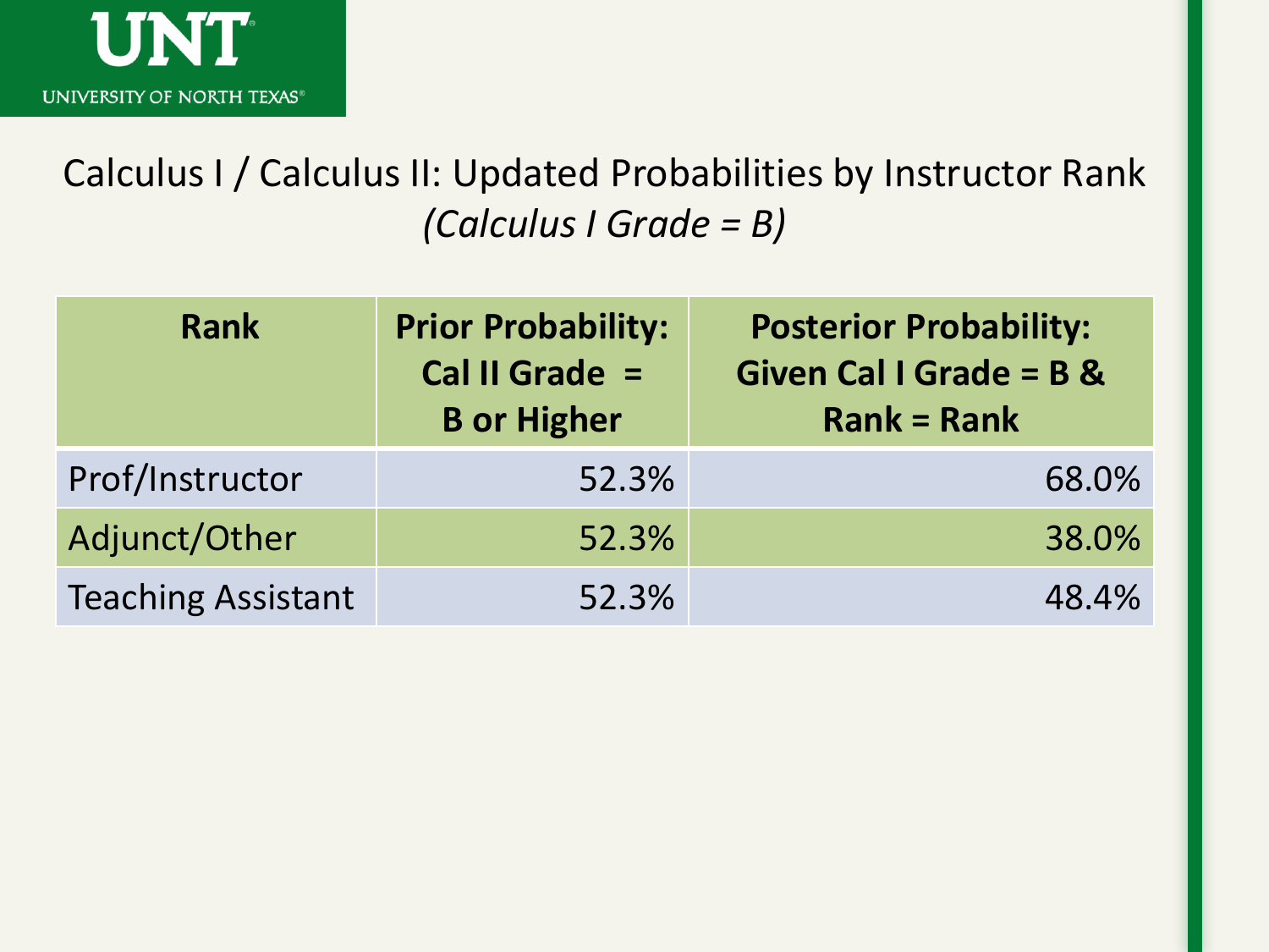UNT
UNIVERSITY OF NORTH TEXAS®

# Calculus I / Calculus II: Updated Probabilities by Instructor Rank
*(Calculus I Grade = B)*

| Rank | Prior Probability: Cal II Grade = B or Higher | Posterior Probability: Given Cal I Grade = B & Rank = Rank |
|---|---|---|
| Prof/Instructor | 52.3% | 68.0% |
| Adjunct/Other | 52.3% | 38.0% |
| Teaching Assistant | 52.3% | 48.4% |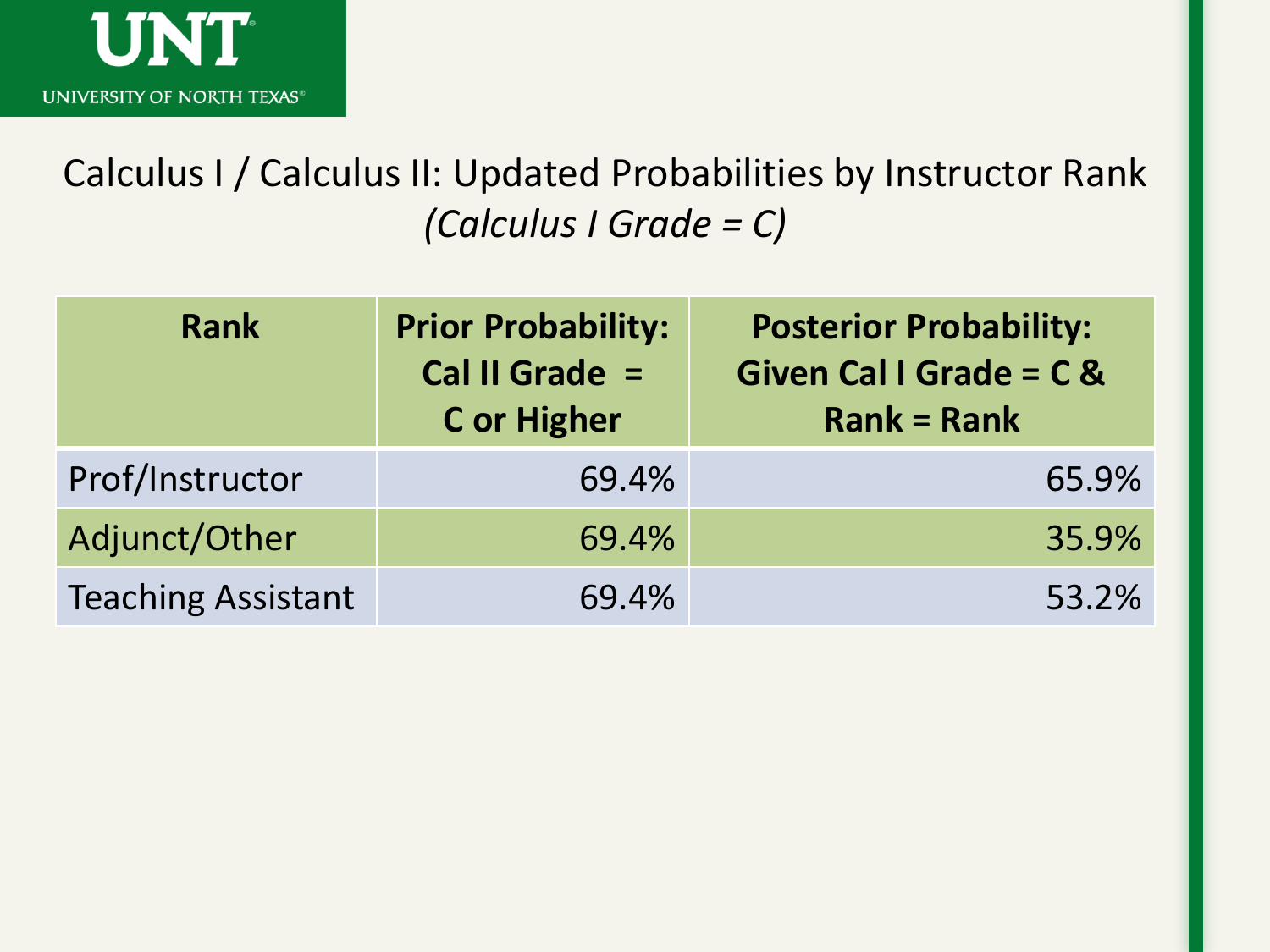# Calculus I / Calculus II: Updated Probabilities by Instructor Rank

*(Calculus I Grade = C)*

| Rank | Prior Probability: Cal II Grade = C or Higher | Posterior Probability: Given Cal I Grade = C & Rank = Rank |
|---|---|---|
| Prof/Instructor | 69.4% | 65.9% |
| Adjunct/Other | 69.4% | 35.9% |
| Teaching Assistant | 69.4% | 53.2% |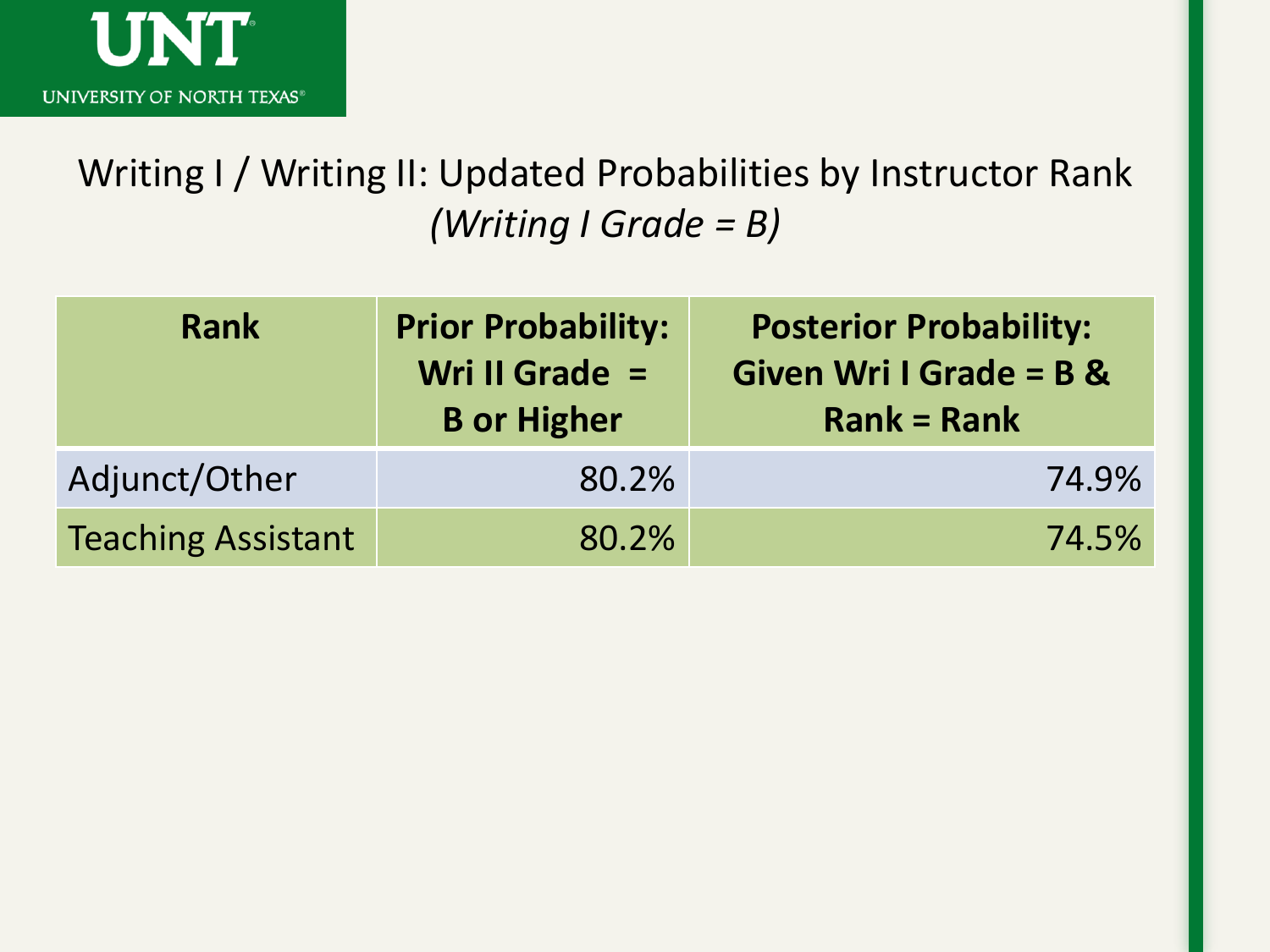## Writing I / Writing II: Updated Probabilities by Instructor Rank
*(Writing I Grade = B)*

| Rank | Prior Probability: Wri II Grade = B or Higher | Posterior Probability: Given Wri I Grade = B & Rank = Rank |
|---|---|---|
| Adjunct/Other | 80.2% | 74.9% |
| Teaching Assistant | 80.2% | 74.5% |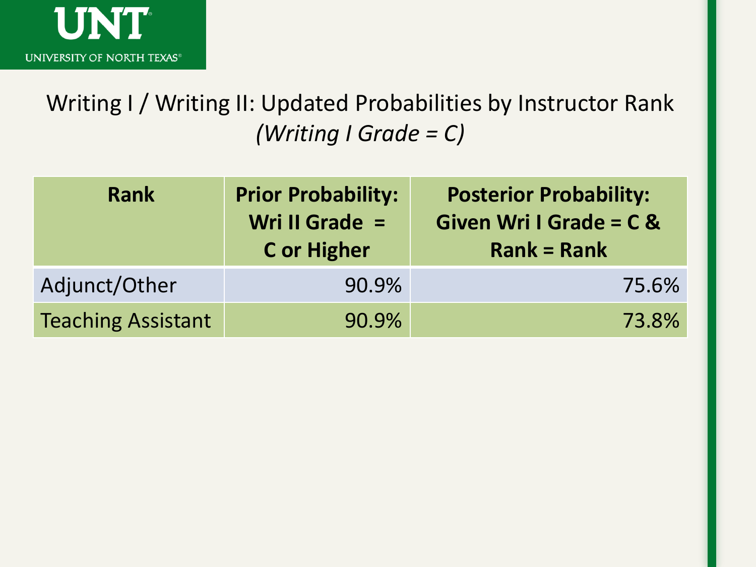## Writing I / Writing II: Updated Probabilities by Instructor Rank
### *(Writing I Grade = C)*

| Rank | Prior Probability: Wri II Grade = C or Higher | Posterior Probability: Given Wri I Grade = C & Rank = Rank |
|---|---|---|
| Adjunct/Other | 90.9% | 75.6% |
| Teaching Assistant | 90.9% | 73.8% |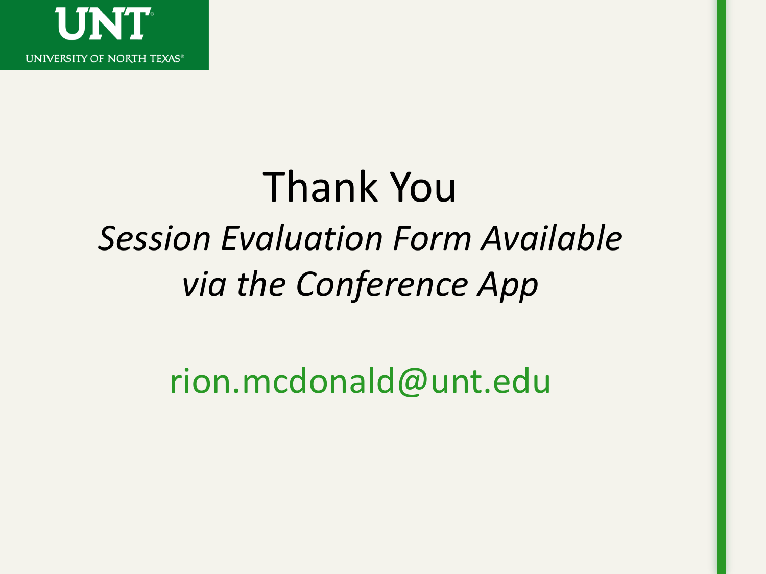# Thank You

*Session Evaluation Form Available via the Conference App*

rion.mcdonald@unt.edu